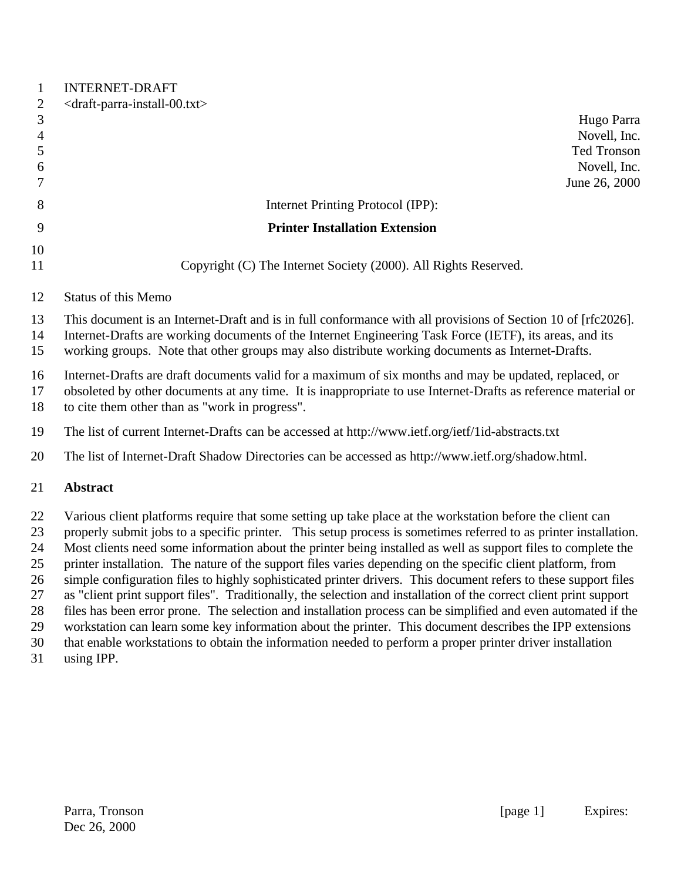INTERNET-DRAFT
<draft-parra-install-00.txt>

Hugo Parra
Novell, Inc.
Ted Tronson
Novell, Inc.
June 26, 2000

# Internet Printing Protocol (IPP):

# **Printer Installation Extension**

Copyright (C) The Internet Society (2000). All Rights Reserved.

## Status of this Memo

This document is an Internet-Draft and is in full conformance with all provisions of Section 10 of [rfc2026]. Internet-Drafts are working documents of the Internet Engineering Task Force (IETF), its areas, and its working groups. Note that other groups may also distribute working documents as Internet-Drafts.

Internet-Drafts are draft documents valid for a maximum of six months and may be updated, replaced, or obsoleted by other documents at any time. It is inappropriate to use Internet-Drafts as reference material or to cite them other than as "work in progress".

The list of current Internet-Drafts can be accessed at http://www.ietf.org/ietf/1id-abstracts.txt

The list of Internet-Draft Shadow Directories can be accessed as http://www.ietf.org/shadow.html.

## **Abstract**

Various client platforms require that some setting up take place at the workstation before the client can properly submit jobs to a specific printer. This setup process is sometimes referred to as printer installation. Most clients need some information about the printer being installed as well as support files to complete the printer installation. The nature of the support files varies depending on the specific client platform, from simple configuration files to highly sophisticated printer drivers. This document refers to these support files as "client print support files". Traditionally, the selection and installation of the correct client print support files has been error prone. The selection and installation process can be simplified and even automated if the workstation can learn some key information about the printer. This document describes the IPP extensions that enable workstations to obtain the information needed to perform a proper printer driver installation using IPP.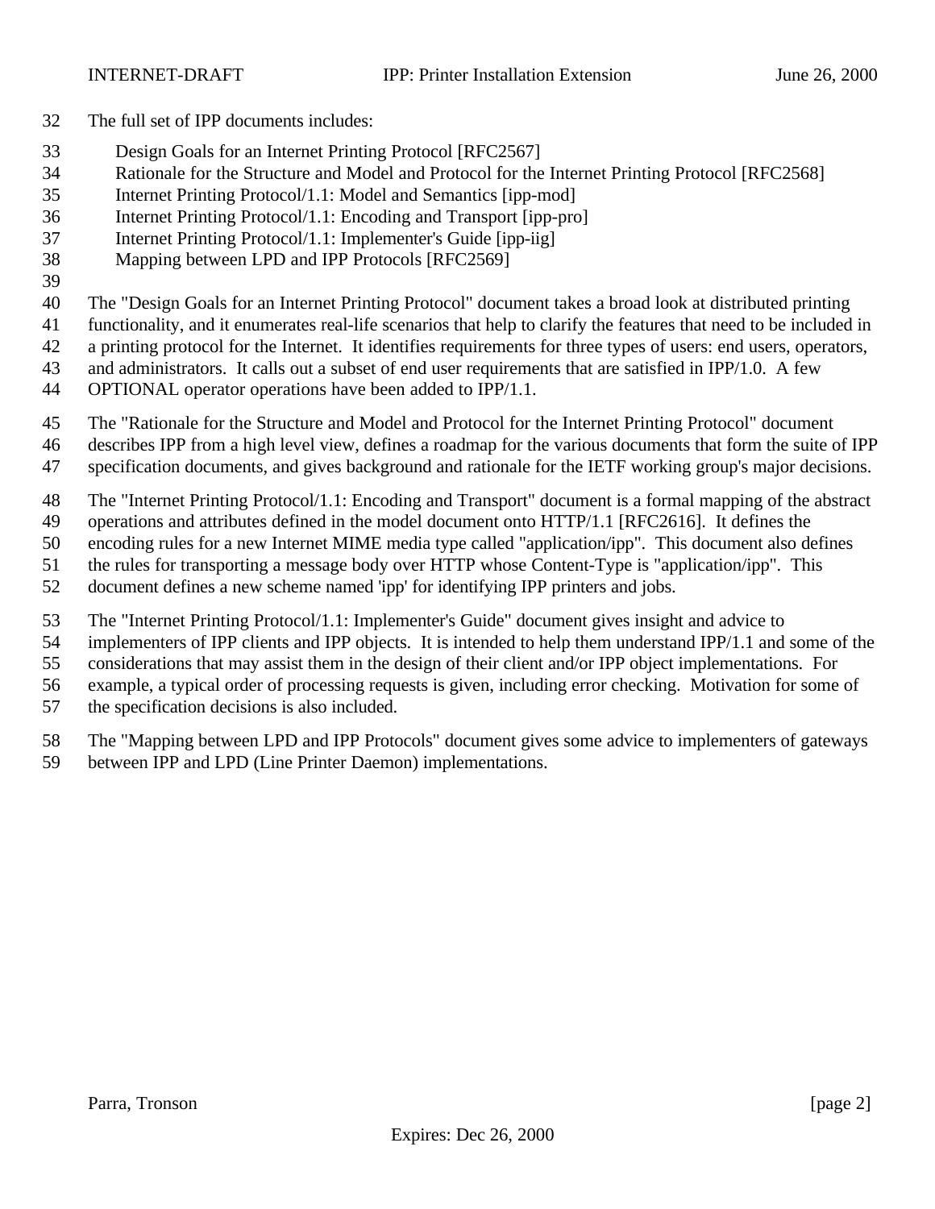The full set of IPP documents includes:

Design Goals for an Internet Printing Protocol [RFC2567]
Rationale for the Structure and Model and Protocol for the Internet Printing Protocol [RFC2568]
Internet Printing Protocol/1.1: Model and Semantics [ipp-mod]
Internet Printing Protocol/1.1: Encoding and Transport [ipp-pro]
Internet Printing Protocol/1.1: Implementer's Guide [ipp-iig]
Mapping between LPD and IPP Protocols [RFC2569]

The "Design Goals for an Internet Printing Protocol" document takes a broad look at distributed printing functionality, and it enumerates real-life scenarios that help to clarify the features that need to be included in a printing protocol for the Internet. It identifies requirements for three types of users: end users, operators, and administrators. It calls out a subset of end user requirements that are satisfied in IPP/1.0. A few OPTIONAL operator operations have been added to IPP/1.1.

The "Rationale for the Structure and Model and Protocol for the Internet Printing Protocol" document describes IPP from a high level view, defines a roadmap for the various documents that form the suite of IPP specification documents, and gives background and rationale for the IETF working group's major decisions.

The "Internet Printing Protocol/1.1: Encoding and Transport" document is a formal mapping of the abstract operations and attributes defined in the model document onto HTTP/1.1 [RFC2616]. It defines the encoding rules for a new Internet MIME media type called "application/ipp". This document also defines the rules for transporting a message body over HTTP whose Content-Type is "application/ipp". This document defines a new scheme named 'ipp' for identifying IPP printers and jobs.

The "Internet Printing Protocol/1.1: Implementer's Guide" document gives insight and advice to implementers of IPP clients and IPP objects. It is intended to help them understand IPP/1.1 and some of the considerations that may assist them in the design of their client and/or IPP object implementations. For example, a typical order of processing requests is given, including error checking. Motivation for some of the specification decisions is also included.

The "Mapping between LPD and IPP Protocols" document gives some advice to implementers of gateways between IPP and LPD (Line Printer Daemon) implementations.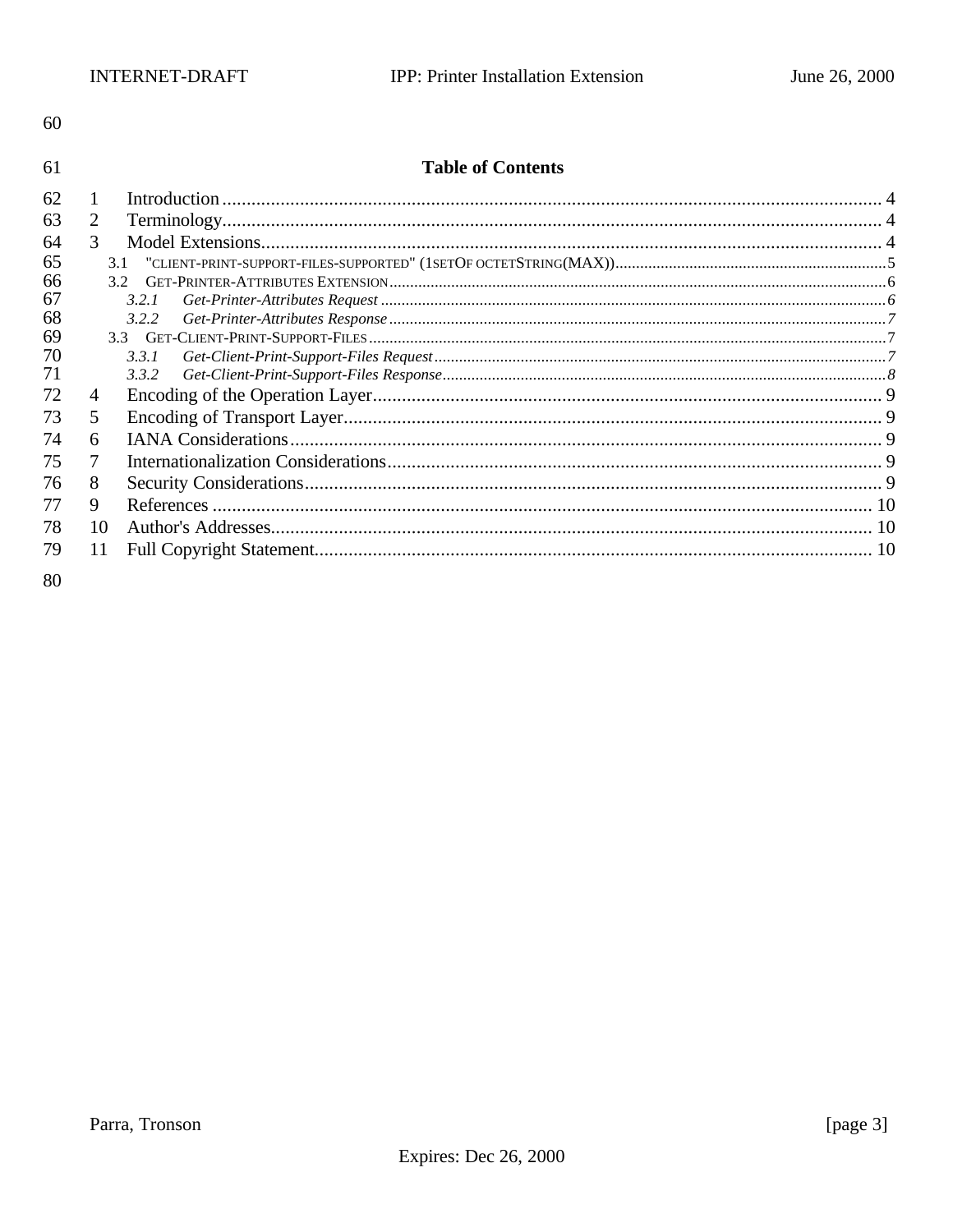## Table of Contents

1 Introduction .......... 4
2 Terminology .......... 4
3 Model Extensions .......... 4
  3.1 "client-print-support-files-supported" (1setOf octetString(MAX)) .......... 5
  3.2 Get-Printer-Attributes Extension .......... 6
    *3.2.1 Get-Printer-Attributes Request* .......... 6
    *3.2.2 Get-Printer-Attributes Response* .......... 7
  3.3 Get-Client-Print-Support-Files .......... 7
    *3.3.1 Get-Client-Print-Support-Files Request* .......... 7
    *3.3.2 Get-Client-Print-Support-Files Response* .......... 8
4 Encoding of the Operation Layer .......... 9
5 Encoding of Transport Layer .......... 9
6 IANA Considerations .......... 9
7 Internationalization Considerations .......... 9
8 Security Considerations .......... 9
9 References .......... 10
10 Author's Addresses .......... 10
11 Full Copyright Statement .......... 10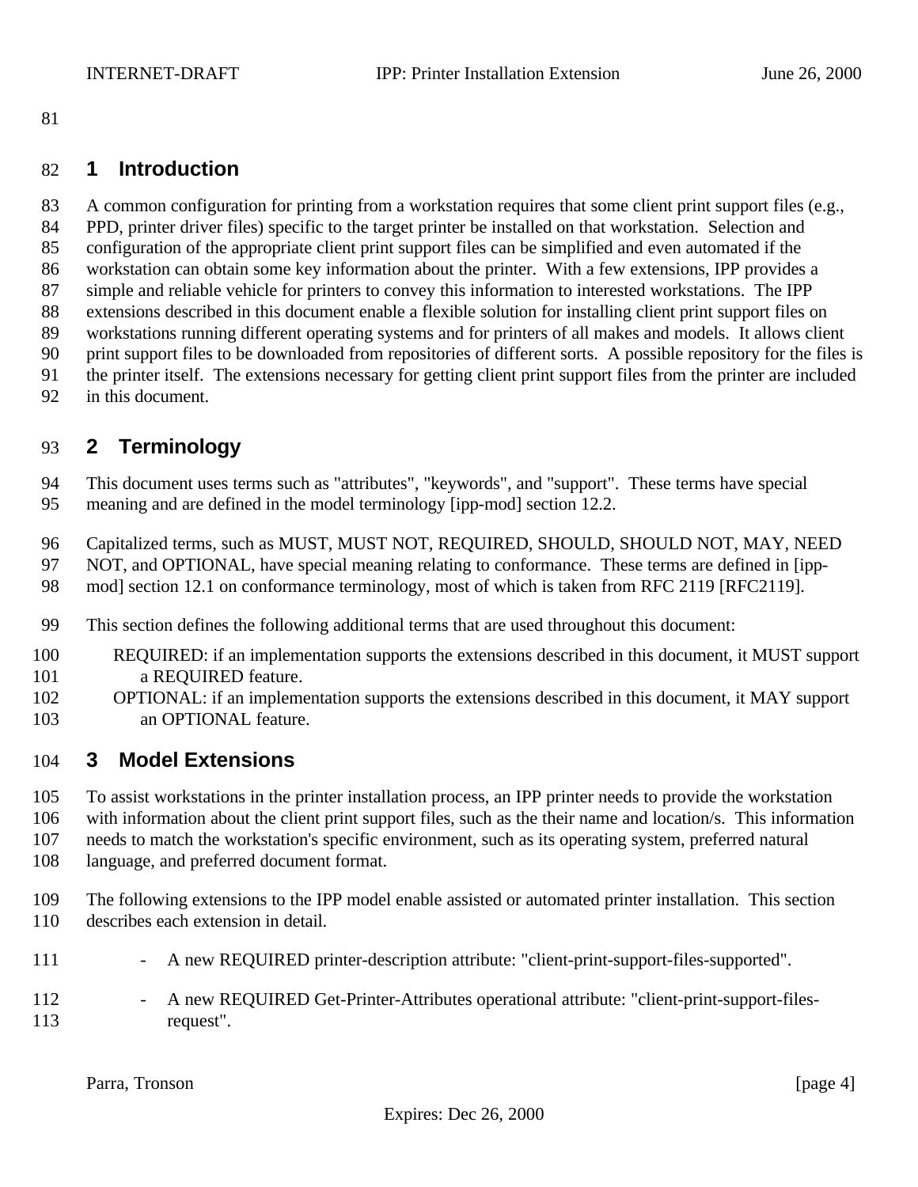# 1 Introduction

A common configuration for printing from a workstation requires that some client print support files (e.g., PPD, printer driver files) specific to the target printer be installed on that workstation. Selection and configuration of the appropriate client print support files can be simplified and even automated if the workstation can obtain some key information about the printer. With a few extensions, IPP provides a simple and reliable vehicle for printers to convey this information to interested workstations. The IPP extensions described in this document enable a flexible solution for installing client print support files on workstations running different operating systems and for printers of all makes and models. It allows client print support files to be downloaded from repositories of different sorts. A possible repository for the files is the printer itself. The extensions necessary for getting client print support files from the printer are included in this document.

# 2 Terminology

This document uses terms such as "attributes", "keywords", and "support". These terms have special meaning and are defined in the model terminology [ipp-mod] section 12.2.

Capitalized terms, such as MUST, MUST NOT, REQUIRED, SHOULD, SHOULD NOT, MAY, NEED NOT, and OPTIONAL, have special meaning relating to conformance. These terms are defined in [ipp-mod] section 12.1 on conformance terminology, most of which is taken from RFC 2119 [RFC2119].

This section defines the following additional terms that are used throughout this document:

REQUIRED: if an implementation supports the extensions described in this document, it MUST support a REQUIRED feature.

OPTIONAL: if an implementation supports the extensions described in this document, it MAY support an OPTIONAL feature.

# 3 Model Extensions

To assist workstations in the printer installation process, an IPP printer needs to provide the workstation with information about the client print support files, such as the their name and location/s. This information needs to match the workstation's specific environment, such as its operating system, preferred natural language, and preferred document format.

The following extensions to the IPP model enable assisted or automated printer installation. This section describes each extension in detail.

- A new REQUIRED printer-description attribute: "client-print-support-files-supported".
- A new REQUIRED Get-Printer-Attributes operational attribute: "client-print-support-files-request".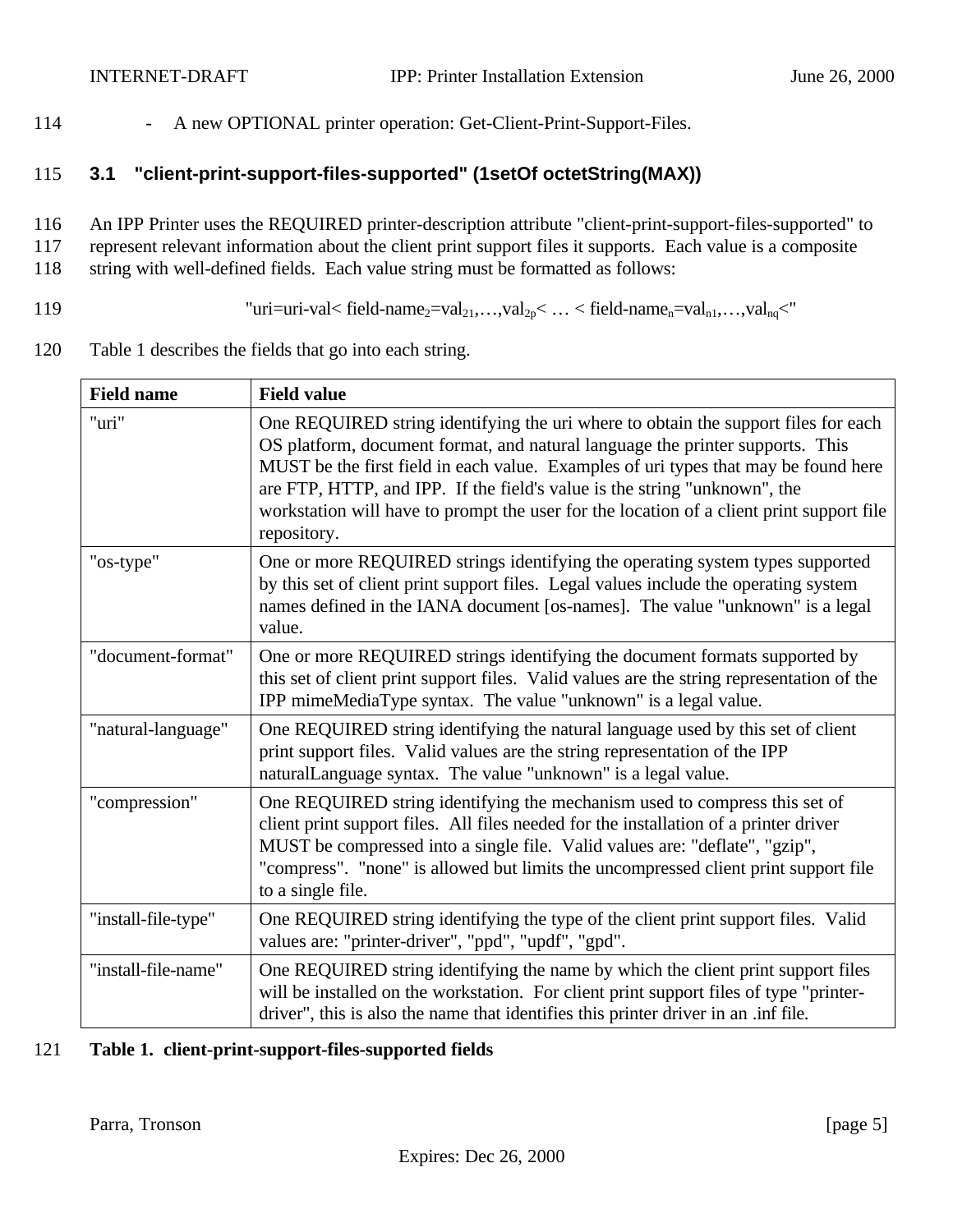- A new OPTIONAL printer operation: Get-Client-Print-Support-Files.

### 3.1 "client-print-support-files-supported" (1setOf octetString(MAX))

An IPP Printer uses the REQUIRED printer-description attribute "client-print-support-files-supported" to represent relevant information about the client print support files it supports. Each value is a composite string with well-defined fields. Each value string must be formatted as follows:

"uri=uri-val< field-name$_2$=val$_{21}$,…,val$_{2p}$< … < field-name$_n$=val$_{n1}$,…,val$_{nq}$<"

Table 1 describes the fields that go into each string.

| Field name | Field value |
|---|---|
| "uri" | One REQUIRED string identifying the uri where to obtain the support files for each OS platform, document format, and natural language the printer supports. This MUST be the first field in each value. Examples of uri types that may be found here are FTP, HTTP, and IPP. If the field's value is the string "unknown", the workstation will have to prompt the user for the location of a client print support file repository. |
| "os-type" | One or more REQUIRED strings identifying the operating system types supported by this set of client print support files. Legal values include the operating system names defined in the IANA document [os-names]. The value "unknown" is a legal value. |
| "document-format" | One or more REQUIRED strings identifying the document formats supported by this set of client print support files. Valid values are the string representation of the IPP mimeMediaType syntax. The value "unknown" is a legal value. |
| "natural-language" | One REQUIRED string identifying the natural language used by this set of client print support files. Valid values are the string representation of the IPP naturalLanguage syntax. The value "unknown" is a legal value. |
| "compression" | One REQUIRED string identifying the mechanism used to compress this set of client print support files. All files needed for the installation of a printer driver MUST be compressed into a single file. Valid values are: "deflate", "gzip", "compress". "none" is allowed but limits the uncompressed client print support file to a single file. |
| "install-file-type" | One REQUIRED string identifying the type of the client print support files. Valid values are: "printer-driver", "ppd", "updf", "gpd". |
| "install-file-name" | One REQUIRED string identifying the name by which the client print support files will be installed on the workstation. For client print support files of type "printer-driver", this is also the name that identifies this printer driver in an .inf file. |

**Table 1. client-print-support-files-supported fields**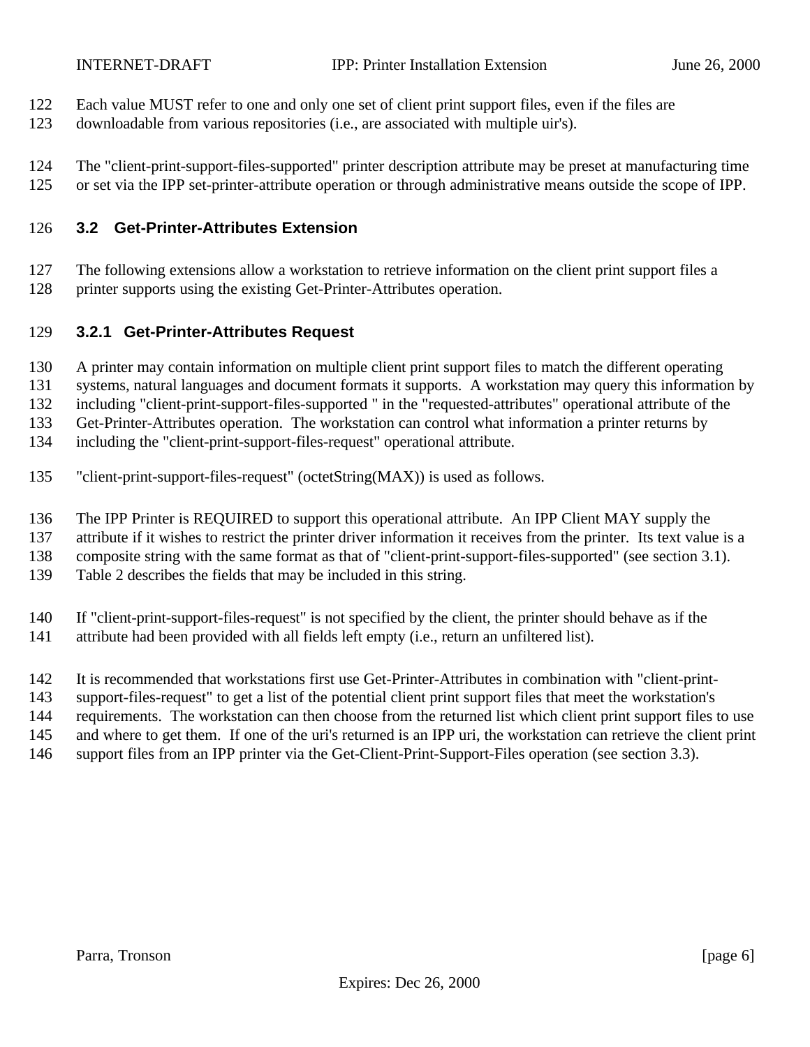Each value MUST refer to one and only one set of client print support files, even if the files are downloadable from various repositories (i.e., are associated with multiple uir's).

The "client-print-support-files-supported" printer description attribute may be preset at manufacturing time or set via the IPP set-printer-attribute operation or through administrative means outside the scope of IPP.

### 3.2 Get-Printer-Attributes Extension

The following extensions allow a workstation to retrieve information on the client print support files a printer supports using the existing Get-Printer-Attributes operation.

#### 3.2.1 Get-Printer-Attributes Request

A printer may contain information on multiple client print support files to match the different operating systems, natural languages and document formats it supports. A workstation may query this information by including "client-print-support-files-supported " in the "requested-attributes" operational attribute of the Get-Printer-Attributes operation. The workstation can control what information a printer returns by including the "client-print-support-files-request" operational attribute.

"client-print-support-files-request" (octetString(MAX)) is used as follows.

The IPP Printer is REQUIRED to support this operational attribute. An IPP Client MAY supply the attribute if it wishes to restrict the printer driver information it receives from the printer. Its text value is a composite string with the same format as that of "client-print-support-files-supported" (see section 3.1). Table 2 describes the fields that may be included in this string.

If "client-print-support-files-request" is not specified by the client, the printer should behave as if the attribute had been provided with all fields left empty (i.e., return an unfiltered list).

It is recommended that workstations first use Get-Printer-Attributes in combination with "client-print-support-files-request" to get a list of the potential client print support files that meet the workstation's requirements. The workstation can then choose from the returned list which client print support files to use and where to get them. If one of the uri's returned is an IPP uri, the workstation can retrieve the client print support files from an IPP printer via the Get-Client-Print-Support-Files operation (see section 3.3).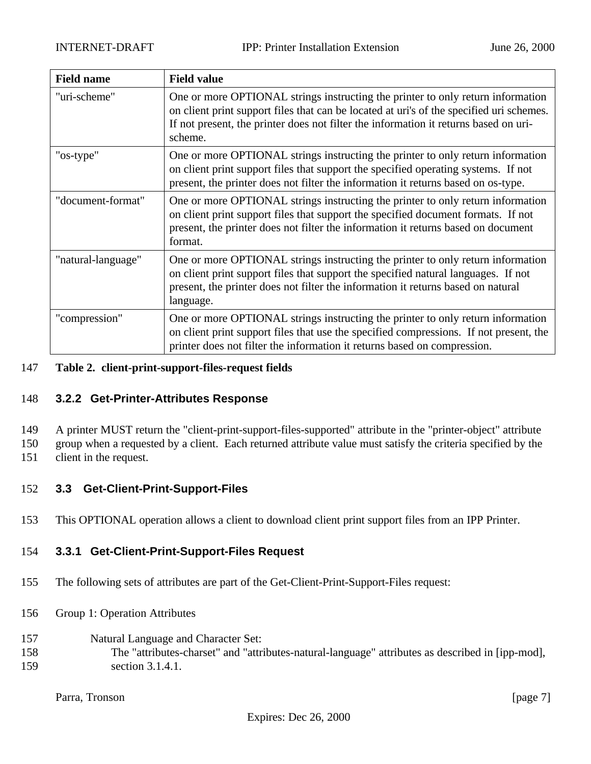| Field name | Field value |
|---|---|
| "uri-scheme" | One or more OPTIONAL strings instructing the printer to only return information on client print support files that can be located at uri's of the specified uri schemes. If not present, the printer does not filter the information it returns based on uri-scheme. |
| "os-type" | One or more OPTIONAL strings instructing the printer to only return information on client print support files that support the specified operating systems. If not present, the printer does not filter the information it returns based on os-type. |
| "document-format" | One or more OPTIONAL strings instructing the printer to only return information on client print support files that support the specified document formats. If not present, the printer does not filter the information it returns based on document format. |
| "natural-language" | One or more OPTIONAL strings instructing the printer to only return information on client print support files that support the specified natural languages. If not present, the printer does not filter the information it returns based on natural language. |
| "compression" | One or more OPTIONAL strings instructing the printer to only return information on client print support files that use the specified compressions. If not present, the printer does not filter the information it returns based on compression. |

**Table 2. client-print-support-files-request fields**

### 3.2.2 Get-Printer-Attributes Response

A printer MUST return the "client-print-support-files-supported" attribute in the "printer-object" attribute group when a requested by a client. Each returned attribute value must satisfy the criteria specified by the client in the request.

## 3.3 Get-Client-Print-Support-Files

This OPTIONAL operation allows a client to download client print support files from an IPP Printer.

### 3.3.1 Get-Client-Print-Support-Files Request

The following sets of attributes are part of the Get-Client-Print-Support-Files request:

Group 1: Operation Attributes

Natural Language and Character Set:
The "attributes-charset" and "attributes-natural-language" attributes as described in [ipp-mod], section 3.1.4.1.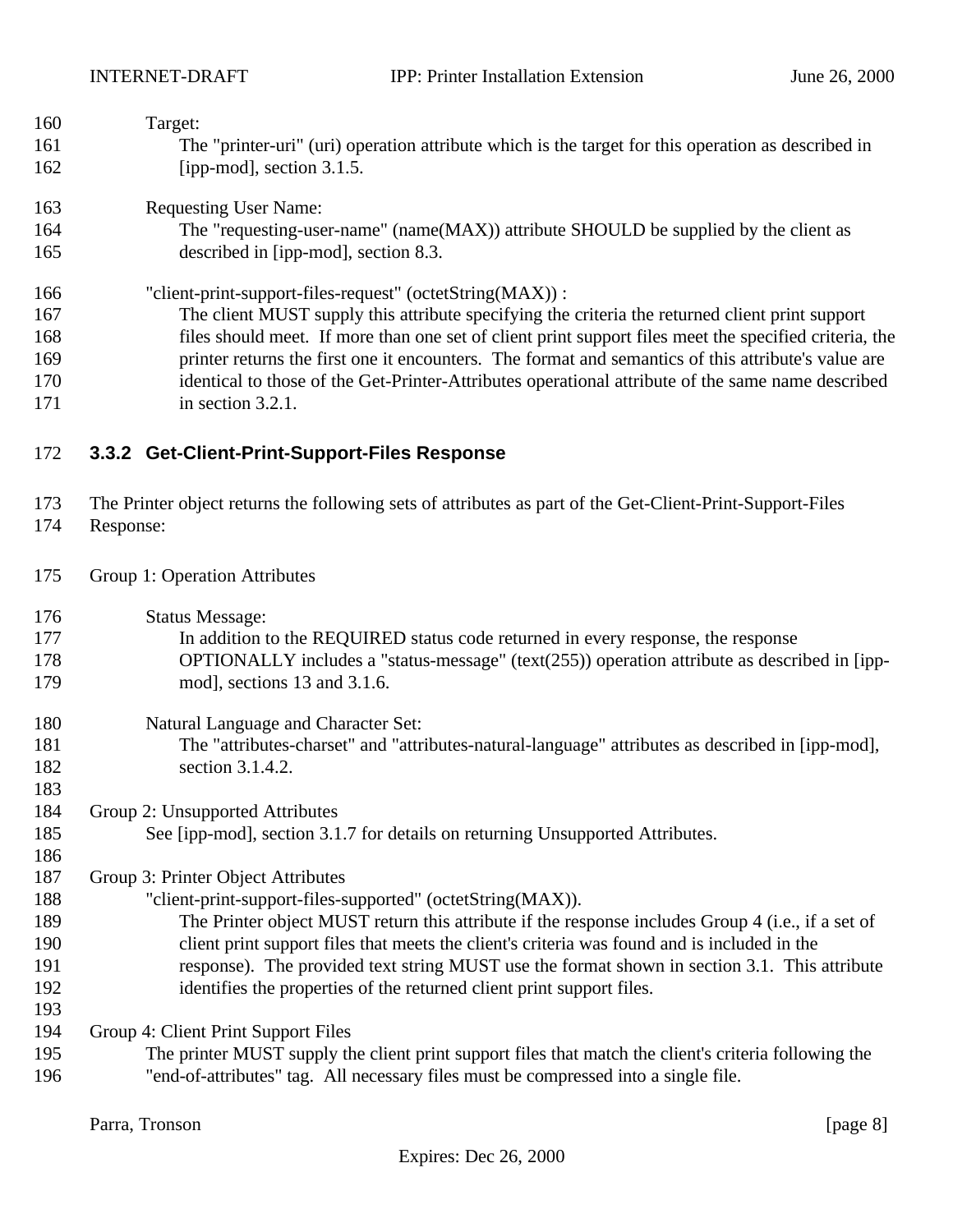Target:

The "printer-uri" (uri) operation attribute which is the target for this operation as described in [ipp-mod], section 3.1.5.

Requesting User Name:

The "requesting-user-name" (name(MAX)) attribute SHOULD be supplied by the client as described in [ipp-mod], section 8.3.

"client-print-support-files-request" (octetString(MAX)) :

The client MUST supply this attribute specifying the criteria the returned client print support files should meet. If more than one set of client print support files meet the specified criteria, the printer returns the first one it encounters. The format and semantics of this attribute's value are identical to those of the Get-Printer-Attributes operational attribute of the same name described in section 3.2.1.

### 3.3.2 Get-Client-Print-Support-Files Response

The Printer object returns the following sets of attributes as part of the Get-Client-Print-Support-Files Response:

Group 1: Operation Attributes

Status Message:

In addition to the REQUIRED status code returned in every response, the response OPTIONALLY includes a "status-message" (text(255)) operation attribute as described in [ipp-mod], sections 13 and 3.1.6.

Natural Language and Character Set:

The "attributes-charset" and "attributes-natural-language" attributes as described in [ipp-mod], section 3.1.4.2.

Group 2: Unsupported Attributes

See [ipp-mod], section 3.1.7 for details on returning Unsupported Attributes.

Group 3: Printer Object Attributes

"client-print-support-files-supported" (octetString(MAX)).

The Printer object MUST return this attribute if the response includes Group 4 (i.e., if a set of client print support files that meets the client's criteria was found and is included in the response). The provided text string MUST use the format shown in section 3.1. This attribute identifies the properties of the returned client print support files.

Group 4: Client Print Support Files

The printer MUST supply the client print support files that match the client's criteria following the "end-of-attributes" tag. All necessary files must be compressed into a single file.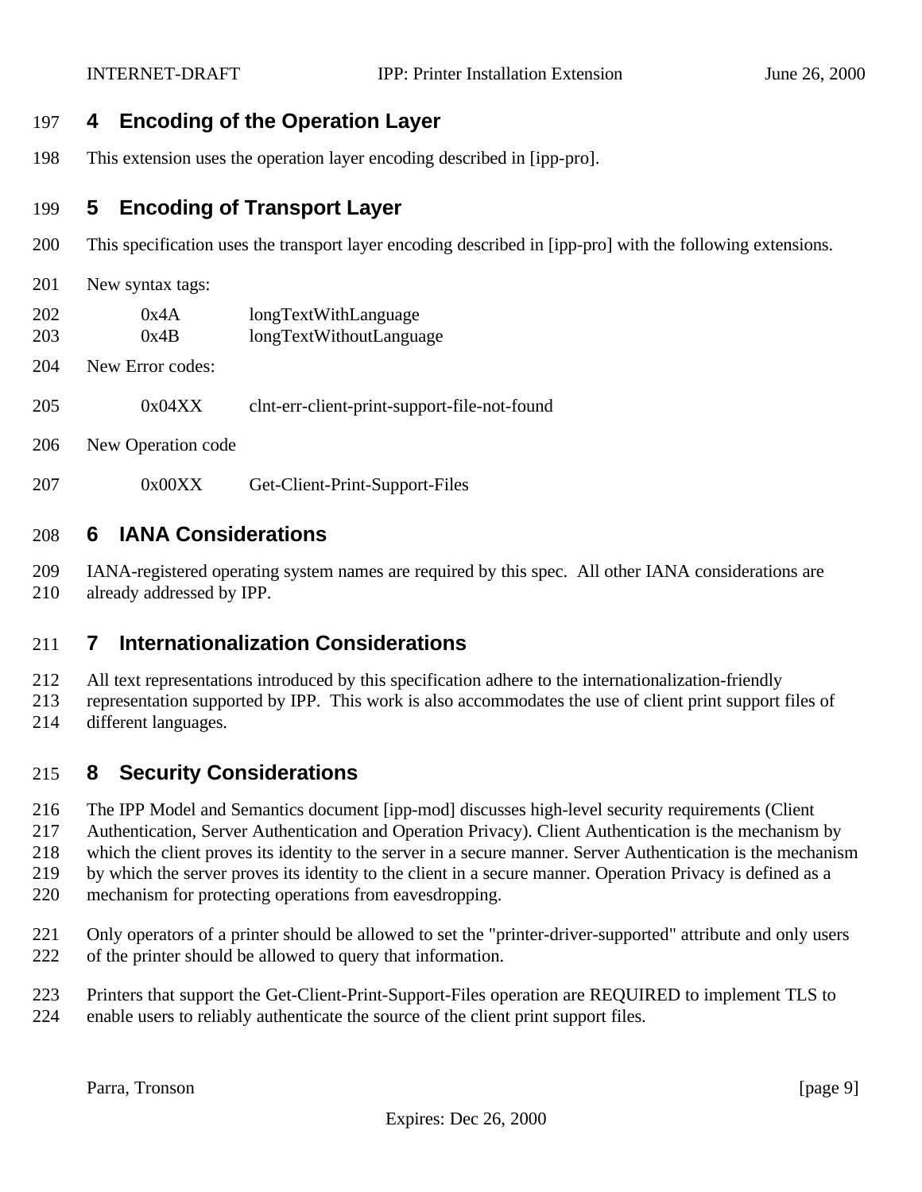## 4 Encoding of the Operation Layer

This extension uses the operation layer encoding described in [ipp-pro].

## 5 Encoding of Transport Layer

This specification uses the transport layer encoding described in [ipp-pro] with the following extensions.

New syntax tags:

| | |
|---|---|
| 0x4A | longTextWithLanguage |
| 0x4B | longTextWithoutLanguage |

New Error codes:

| | |
|---|---|
| 0x04XX | clnt-err-client-print-support-file-not-found |

New Operation code

| | |
|---|---|
| 0x00XX | Get-Client-Print-Support-Files |

## 6 IANA Considerations

IANA-registered operating system names are required by this spec. All other IANA considerations are already addressed by IPP.

## 7 Internationalization Considerations

All text representations introduced by this specification adhere to the internationalization-friendly representation supported by IPP. This work is also accommodates the use of client print support files of different languages.

## 8 Security Considerations

The IPP Model and Semantics document [ipp-mod] discusses high-level security requirements (Client Authentication, Server Authentication and Operation Privacy). Client Authentication is the mechanism by which the client proves its identity to the server in a secure manner. Server Authentication is the mechanism by which the server proves its identity to the client in a secure manner. Operation Privacy is defined as a mechanism for protecting operations from eavesdropping.

Only operators of a printer should be allowed to set the "printer-driver-supported" attribute and only users of the printer should be allowed to query that information.

Printers that support the Get-Client-Print-Support-Files operation are REQUIRED to implement TLS to enable users to reliably authenticate the source of the client print support files.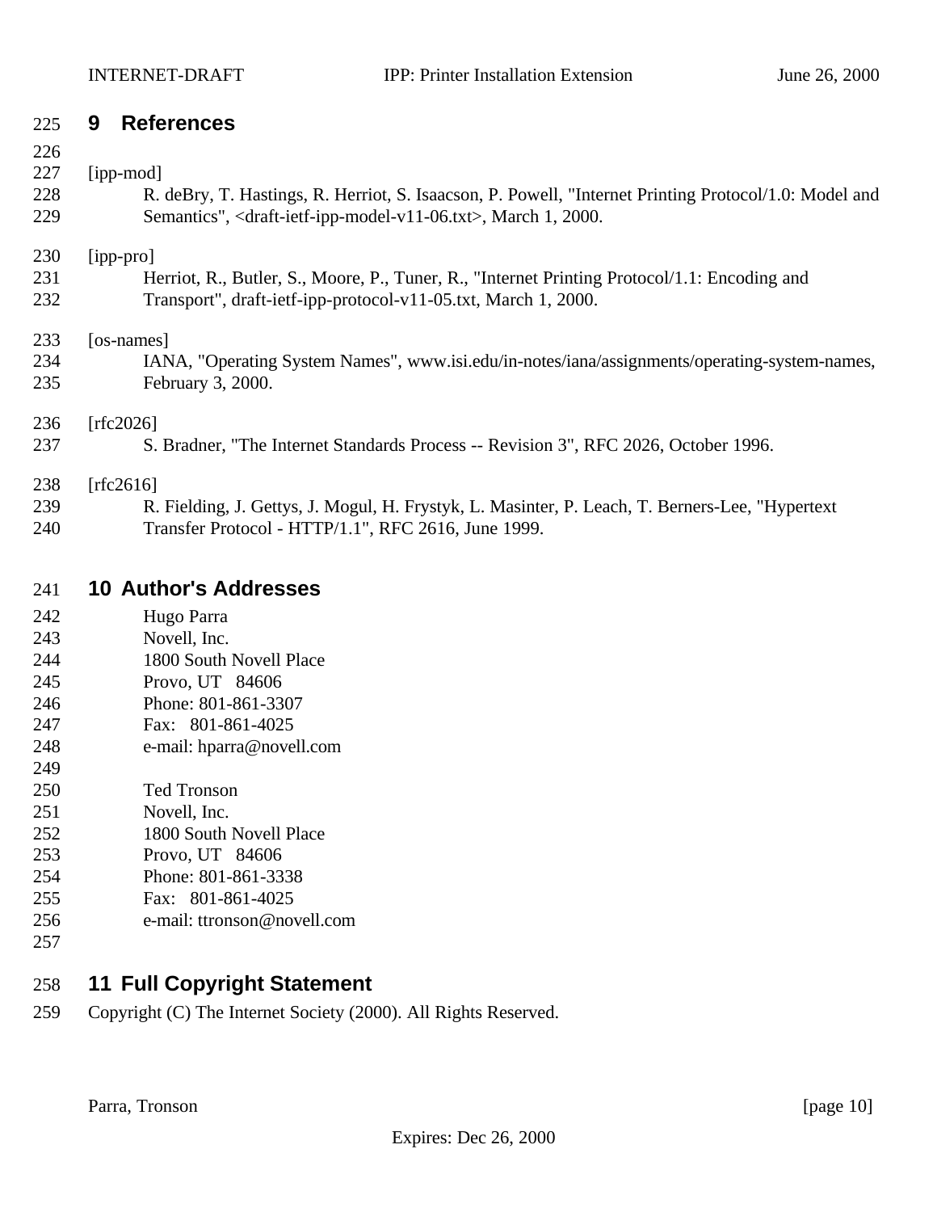# 9 References

[ipp-mod]
R. deBry, T. Hastings, R. Herriot, S. Isaacson, P. Powell, "Internet Printing Protocol/1.0: Model and Semantics", <draft-ietf-ipp-model-v11-06.txt>, March 1, 2000.

[ipp-pro]
Herriot, R., Butler, S., Moore, P., Tuner, R., "Internet Printing Protocol/1.1: Encoding and Transport", draft-ietf-ipp-protocol-v11-05.txt, March 1, 2000.

[os-names]
IANA, "Operating System Names", www.isi.edu/in-notes/iana/assignments/operating-system-names, February 3, 2000.

[rfc2026]
S. Bradner, "The Internet Standards Process -- Revision 3", RFC 2026, October 1996.

[rfc2616]
R. Fielding, J. Gettys, J. Mogul, H. Frystyk, L. Masinter, P. Leach, T. Berners-Lee, "Hypertext Transfer Protocol - HTTP/1.1", RFC 2616, June 1999.

# 10 Author's Addresses

Hugo Parra
Novell, Inc.
1800 South Novell Place
Provo, UT 84606
Phone: 801-861-3307
Fax: 801-861-4025
e-mail: hparra@novell.com

Ted Tronson
Novell, Inc.
1800 South Novell Place
Provo, UT 84606
Phone: 801-861-3338
Fax: 801-861-4025
e-mail: ttronson@novell.com

# 11 Full Copyright Statement

Copyright (C) The Internet Society (2000). All Rights Reserved.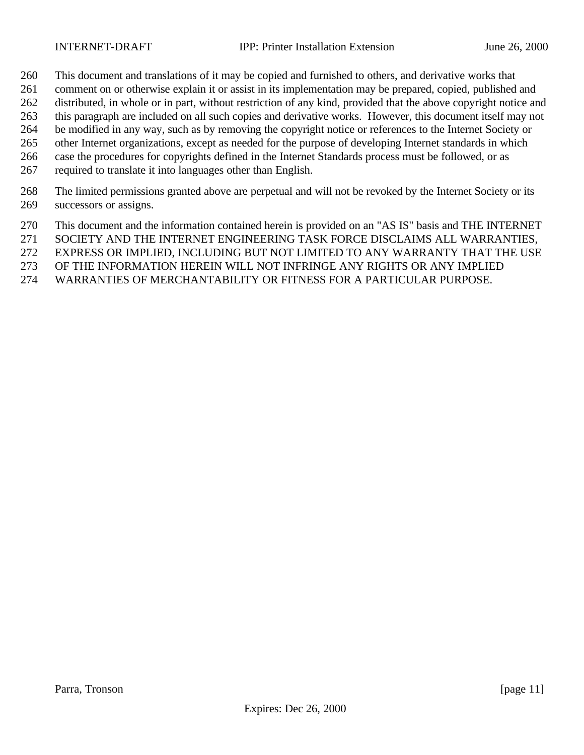This document and translations of it may be copied and furnished to others, and derivative works that comment on or otherwise explain it or assist in its implementation may be prepared, copied, published and distributed, in whole or in part, without restriction of any kind, provided that the above copyright notice and this paragraph are included on all such copies and derivative works. However, this document itself may not be modified in any way, such as by removing the copyright notice or references to the Internet Society or other Internet organizations, except as needed for the purpose of developing Internet standards in which case the procedures for copyrights defined in the Internet Standards process must be followed, or as required to translate it into languages other than English.

The limited permissions granted above are perpetual and will not be revoked by the Internet Society or its successors or assigns.

This document and the information contained herein is provided on an "AS IS" basis and THE INTERNET SOCIETY AND THE INTERNET ENGINEERING TASK FORCE DISCLAIMS ALL WARRANTIES, EXPRESS OR IMPLIED, INCLUDING BUT NOT LIMITED TO ANY WARRANTY THAT THE USE OF THE INFORMATION HEREIN WILL NOT INFRINGE ANY RIGHTS OR ANY IMPLIED WARRANTIES OF MERCHANTABILITY OR FITNESS FOR A PARTICULAR PURPOSE.